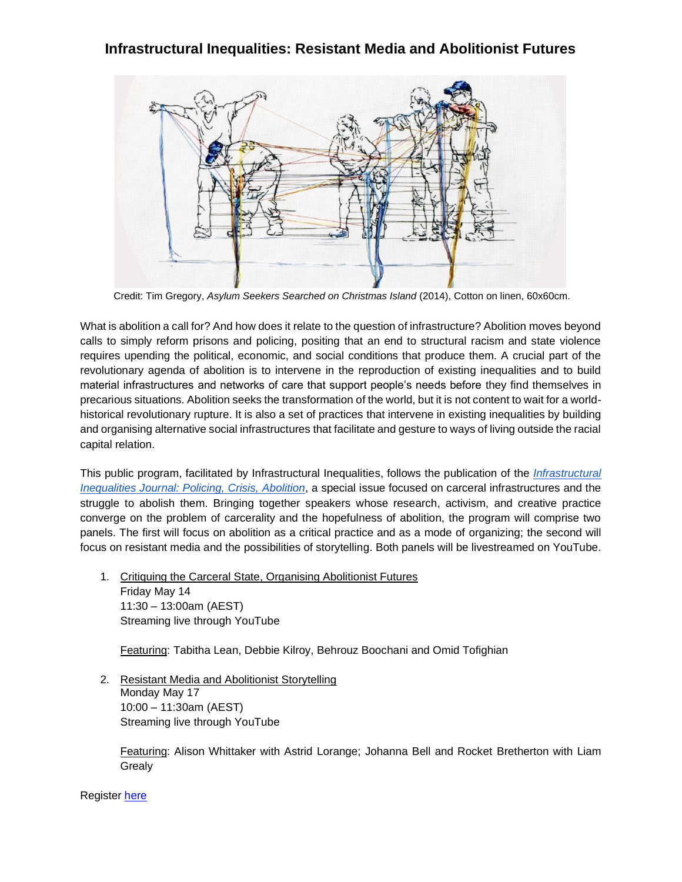# Infrastructural Inequalities: Resistant Media and Abolitionist Futures

Credit: Tim Gregory, *Asylum Seekers Searched on Christmas Island* (2014), Cotton on linen, 60x60cm.

What is abolition a call for? And how does it relate to the question of infrastructure? Abolition moves beyond calls to simply reform prisons and policing, positing that an end to structural racism and state violence requires upending the political, economic, and social conditions that produce them. A crucial part of the revolutionary agenda of abolition is to intervene in the reproduction of existing inequalities and to build material infrastructures and networks of care that support people's needs before they find themselves in precarious situations. Abolition seeks the transformation of the world, but it is not content to wait for a world-historical revolutionary rupture. It is also a set of practices that intervene in existing inequalities by building and organising alternative social infrastructures that facilitate and gesture to ways of living outside the racial capital relation.

This public program, facilitated by Infrastructural Inequalities, follows the publication of the *Infrastructural Inequalities Journal: Policing, Crisis, Abolition*, a special issue focused on carceral infrastructures and the struggle to abolish them. Bringing together speakers whose research, activism, and creative practice converge on the problem of carcerality and the hopefulness of abolition, the program will comprise two panels. The first will focus on abolition as a critical practice and as a mode of organizing; the second will focus on resistant media and the possibilities of storytelling. Both panels will be livestreamed on YouTube.

1. Critiquing the Carceral State, Organising Abolitionist Futures
   Friday May 14
   11:30 – 13:00am (AEST)
   Streaming live through YouTube

   Featuring: Tabitha Lean, Debbie Kilroy, Behrouz Boochani and Omid Tofighian

2. Resistant Media and Abolitionist Storytelling
   Monday May 17
   10:00 – 11:30am (AEST)
   Streaming live through YouTube

   Featuring: Alison Whittaker with Astrid Lorange; Johanna Bell and Rocket Bretherton with Liam Grealy

Register here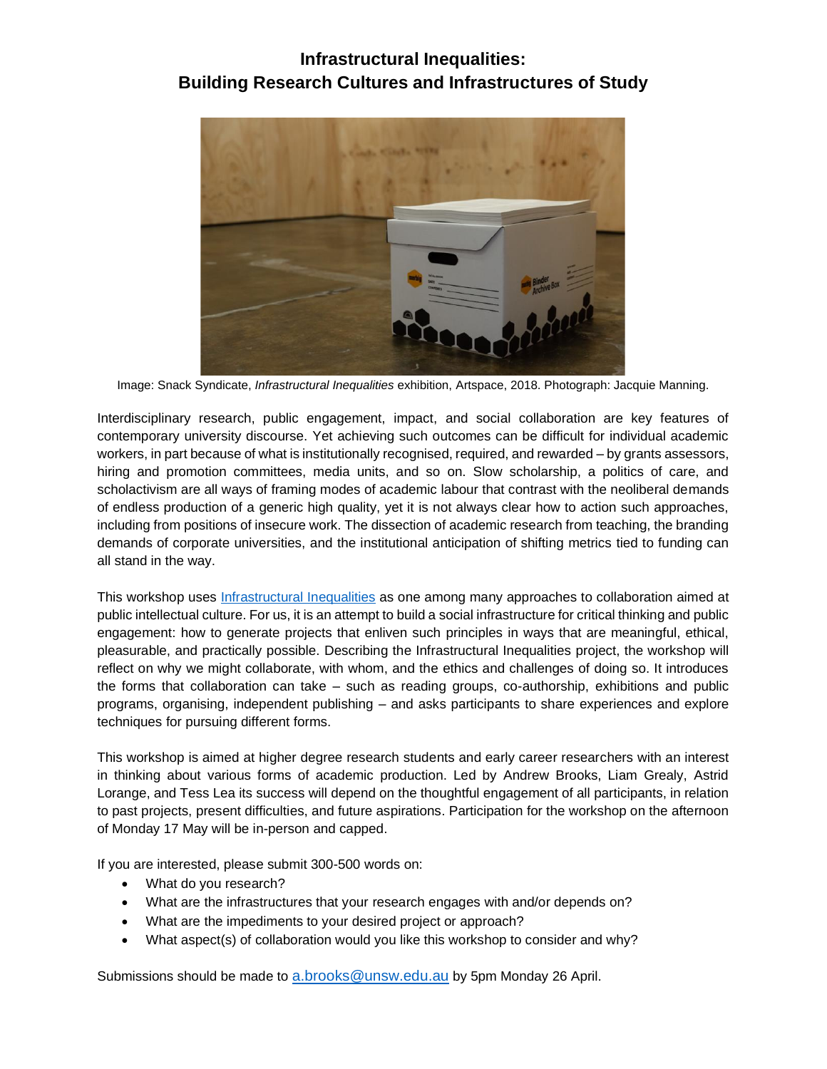# Infrastructural Inequalities:
# Building Research Cultures and Infrastructures of Study

Image: Snack Syndicate, *Infrastructural Inequalities* exhibition, Artspace, 2018. Photograph: Jacquie Manning.

Interdisciplinary research, public engagement, impact, and social collaboration are key features of contemporary university discourse. Yet achieving such outcomes can be difficult for individual academic workers, in part because of what is institutionally recognised, required, and rewarded – by grants assessors, hiring and promotion committees, media units, and so on. Slow scholarship, a politics of care, and scholactivism are all ways of framing modes of academic labour that contrast with the neoliberal demands of endless production of a generic high quality, yet it is not always clear how to action such approaches, including from positions of insecure work. The dissection of academic research from teaching, the branding demands of corporate universities, and the institutional anticipation of shifting metrics tied to funding can all stand in the way.

This workshop uses [Infrastructural Inequalities] as one among many approaches to collaboration aimed at public intellectual culture. For us, it is an attempt to build a social infrastructure for critical thinking and public engagement: how to generate projects that enliven such principles in ways that are meaningful, ethical, pleasurable, and practically possible. Describing the Infrastructural Inequalities project, the workshop will reflect on why we might collaborate, with whom, and the ethics and challenges of doing so. It introduces the forms that collaboration can take – such as reading groups, co-authorship, exhibitions and public programs, organising, independent publishing – and asks participants to share experiences and explore techniques for pursuing different forms.

This workshop is aimed at higher degree research students and early career researchers with an interest in thinking about various forms of academic production. Led by Andrew Brooks, Liam Grealy, Astrid Lorange, and Tess Lea its success will depend on the thoughtful engagement of all participants, in relation to past projects, present difficulties, and future aspirations. Participation for the workshop on the afternoon of Monday 17 May will be in-person and capped.

If you are interested, please submit 300-500 words on:

- What do you research?
- What are the infrastructures that your research engages with and/or depends on?
- What are the impediments to your desired project or approach?
- What aspect(s) of collaboration would you like this workshop to consider and why?

Submissions should be made to a.brooks@unsw.edu.au by 5pm Monday 26 April.